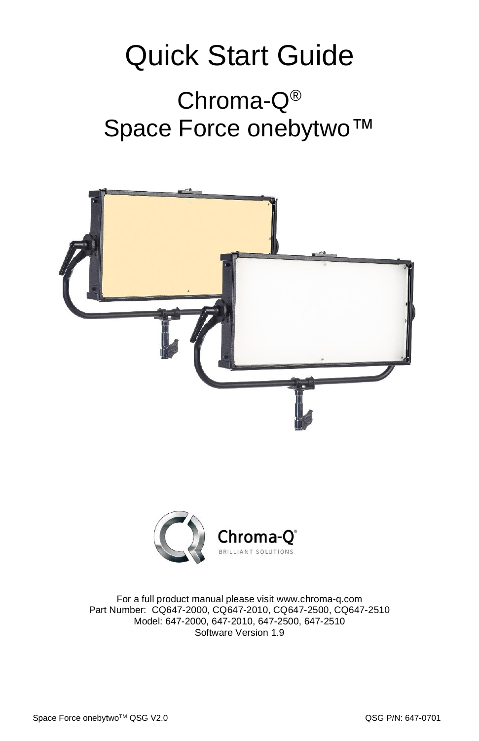# Quick Start Guide

## Chroma-Q®
## Space Force onebytwo™

For a full product manual please visit www.chroma-q.com
Part Number: CQ647-2000, CQ647-2010, CQ647-2500, CQ647-2510
Model: 647-2000, 647-2010, 647-2500, 647-2510
Software Version 1.9

Space Force onebytwo™ QSG V2.0 QSG P/N: 647-0701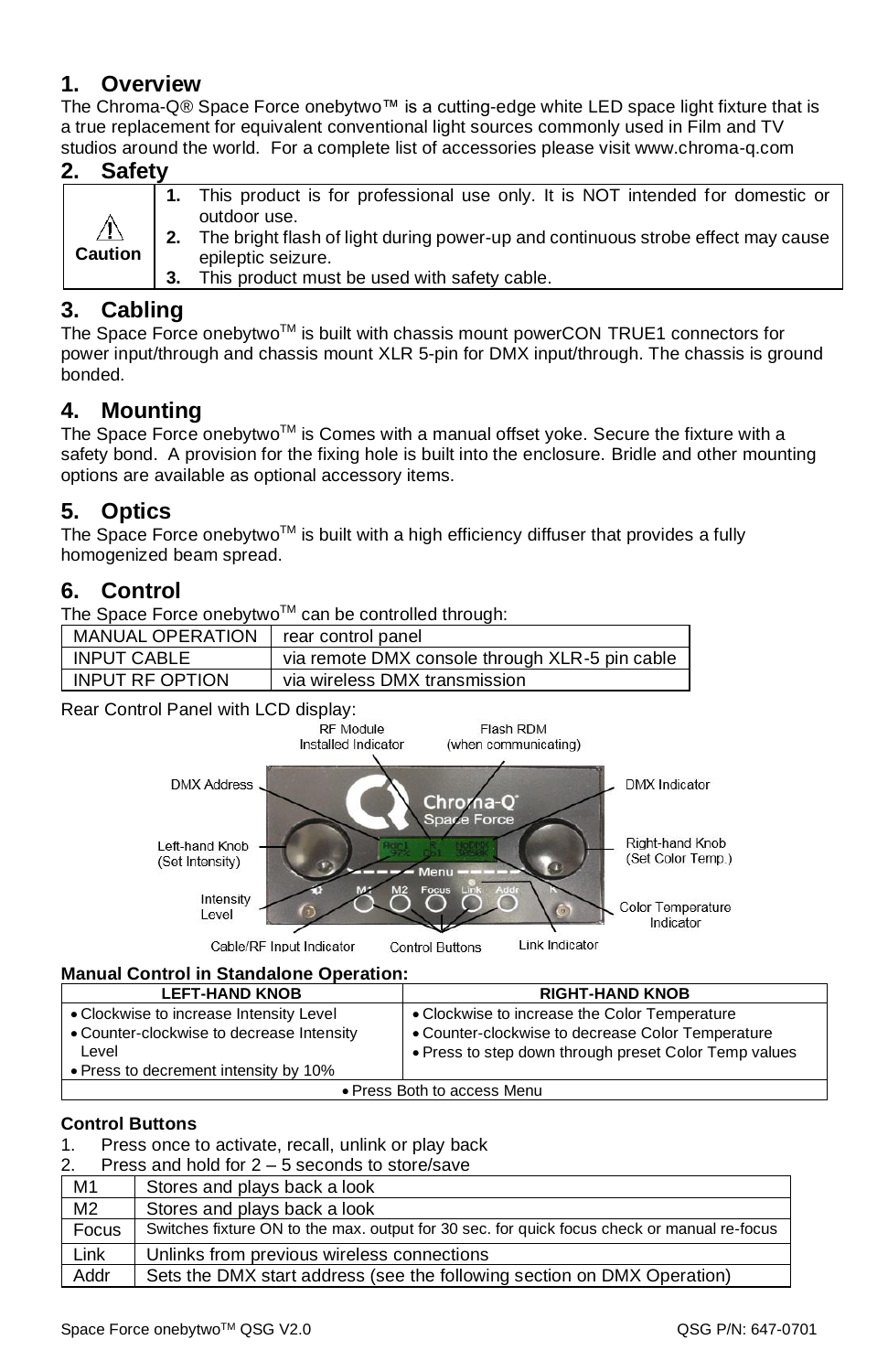## 1. Overview

The Chroma-Q® Space Force onebytwo™ is a cutting-edge white LED space light fixture that is a true replacement for equivalent conventional light sources commonly used in Film and TV studios around the world. For a complete list of accessories please visit www.chroma-q.com

## 2. Safety

| ⚠ Caution | 1. This product is for professional use only. It is NOT intended for domestic or outdoor use.<br>2. The bright flash of light during power-up and continuous strobe effect may cause epileptic seizure.<br>3. This product must be used with safety cable. |
|---|---|

## 3. Cabling

The Space Force onebytwo™ is built with chassis mount powerCON TRUE1 connectors for power input/through and chassis mount XLR 5-pin for DMX input/through. The chassis is ground bonded.

## 4. Mounting

The Space Force onebytwo™ is Comes with a manual offset yoke. Secure the fixture with a safety bond. A provision for the fixing hole is built into the enclosure. Bridle and other mounting options are available as optional accessory items.

## 5. Optics

The Space Force onebytwo™ is built with a high efficiency diffuser that provides a fully homogenized beam spread.

## 6. Control

The Space Force onebytwo™ can be controlled through:

| MANUAL OPERATION | rear control panel |
|---|---|
| INPUT CABLE | via remote DMX console through XLR-5 pin cable |
| INPUT RF OPTION | via wireless DMX transmission |

Rear Control Panel with LCD display:

RF Module Installed Indicator, Flash RDM (when communicating), DMX Address, DMX Indicator, Left-hand Knob (Set Intensity), Right-hand Knob (Set Color Temp.), Intensity Level, Color Temperature Indicator, Cable/RF Input Indicator, Control Buttons, Link Indicator

**Manual Control in Standalone Operation:**

| LEFT-HAND KNOB | RIGHT-HAND KNOB |
|---|---|
| • Clockwise to increase Intensity Level<br>• Counter-clockwise to decrease Intensity Level<br>• Press to decrement intensity by 10% | • Clockwise to increase the Color Temperature<br>• Counter-clockwise to decrease Color Temperature<br>• Press to step down through preset Color Temp values |
| • Press Both to access Menu | |

**Control Buttons**

1. Press once to activate, recall, unlink or play back
2. Press and hold for 2 – 5 seconds to store/save

| M1 | Stores and plays back a look |
|---|---|
| M2 | Stores and plays back a look |
| Focus | Switches fixture ON to the max. output for 30 sec. for quick focus check or manual re-focus |
| Link | Unlinks from previous wireless connections |
| Addr | Sets the DMX start address (see the following section on DMX Operation) |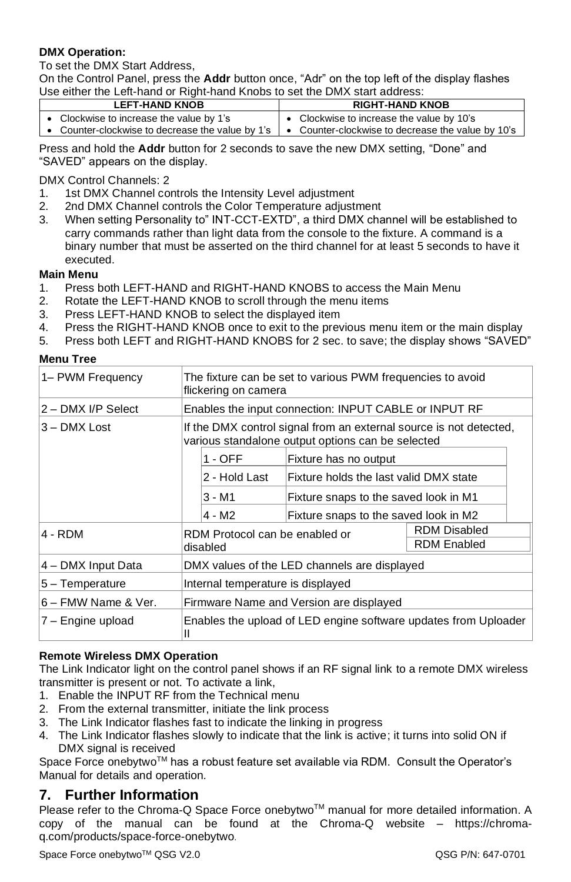**DMX Operation:**

To set the DMX Start Address,

On the Control Panel, press the **Addr** button once, "Adr" on the top left of the display flashes

Use either the Left-hand or Right-hand Knobs to set the DMX start address:

| LEFT-HAND KNOB | RIGHT-HAND KNOB |
|---|---|
| • Clockwise to increase the value by 1's<br>• Counter-clockwise to decrease the value by 1's | • Clockwise to increase the value by 10's<br>• Counter-clockwise to decrease the value by 10's |

Press and hold the **Addr** button for 2 seconds to save the new DMX setting, "Done" and "SAVED" appears on the display.

DMX Control Channels: 2

1. 1st DMX Channel controls the Intensity Level adjustment
2. 2nd DMX Channel controls the Color Temperature adjustment
3. When setting Personality to" INT-CCT-EXTD", a third DMX channel will be established to carry commands rather than light data from the console to the fixture. A command is a binary number that must be asserted on the third channel for at least 5 seconds to have it executed.

**Main Menu**

1. Press both LEFT-HAND and RIGHT-HAND KNOBS to access the Main Menu
2. Rotate the LEFT-HAND KNOB to scroll through the menu items
3. Press LEFT-HAND KNOB to select the displayed item
4. Press the RIGHT-HAND KNOB once to exit to the previous menu item or the main display
5. Press both LEFT and RIGHT-HAND KNOBS for 2 sec. to save; the display shows "SAVED"

**Menu Tree**

| | | |
|---|---|---|
| 1– PWM Frequency | The fixture can be set to various PWM frequencies to avoid flickering on camera | |
| 2 – DMX I/P Select | Enables the input connection: INPUT CABLE or INPUT RF | |
| 3 – DMX Lost | If the DMX control signal from an external source is not detected, various standalone output options can be selected | |
| | 1 - OFF | Fixture has no output |
| | 2 - Hold Last | Fixture holds the last valid DMX state |
| | 3 - M1 | Fixture snaps to the saved look in M1 |
| | 4 - M2 | Fixture snaps to the saved look in M2 |
| 4 - RDM | RDM Protocol can be enabled or disabled | RDM Disabled<br>RDM Enabled |
| 4 – DMX Input Data | DMX values of the LED channels are displayed | |
| 5 – Temperature | Internal temperature is displayed | |
| 6 – FMW Name & Ver. | Firmware Name and Version are displayed | |
| 7 – Engine upload | Enables the upload of LED engine software updates from Uploader II | |

**Remote Wireless DMX Operation**

The Link Indicator light on the control panel shows if an RF signal link to a remote DMX wireless transmitter is present or not. To activate a link,

1. Enable the INPUT RF from the Technical menu
2. From the external transmitter, initiate the link process
3. The Link Indicator flashes fast to indicate the linking in progress
4. The Link Indicator flashes slowly to indicate that the link is active; it turns into solid ON if DMX signal is received

Space Force onebytwo™ has a robust feature set available via RDM. Consult the Operator's Manual for details and operation.

## 7. Further Information

Please refer to the Chroma-Q Space Force onebytwo™ manual for more detailed information. A copy of the manual can be found at the Chroma-Q website – https://chroma-q.com/products/space-force-onebytwo.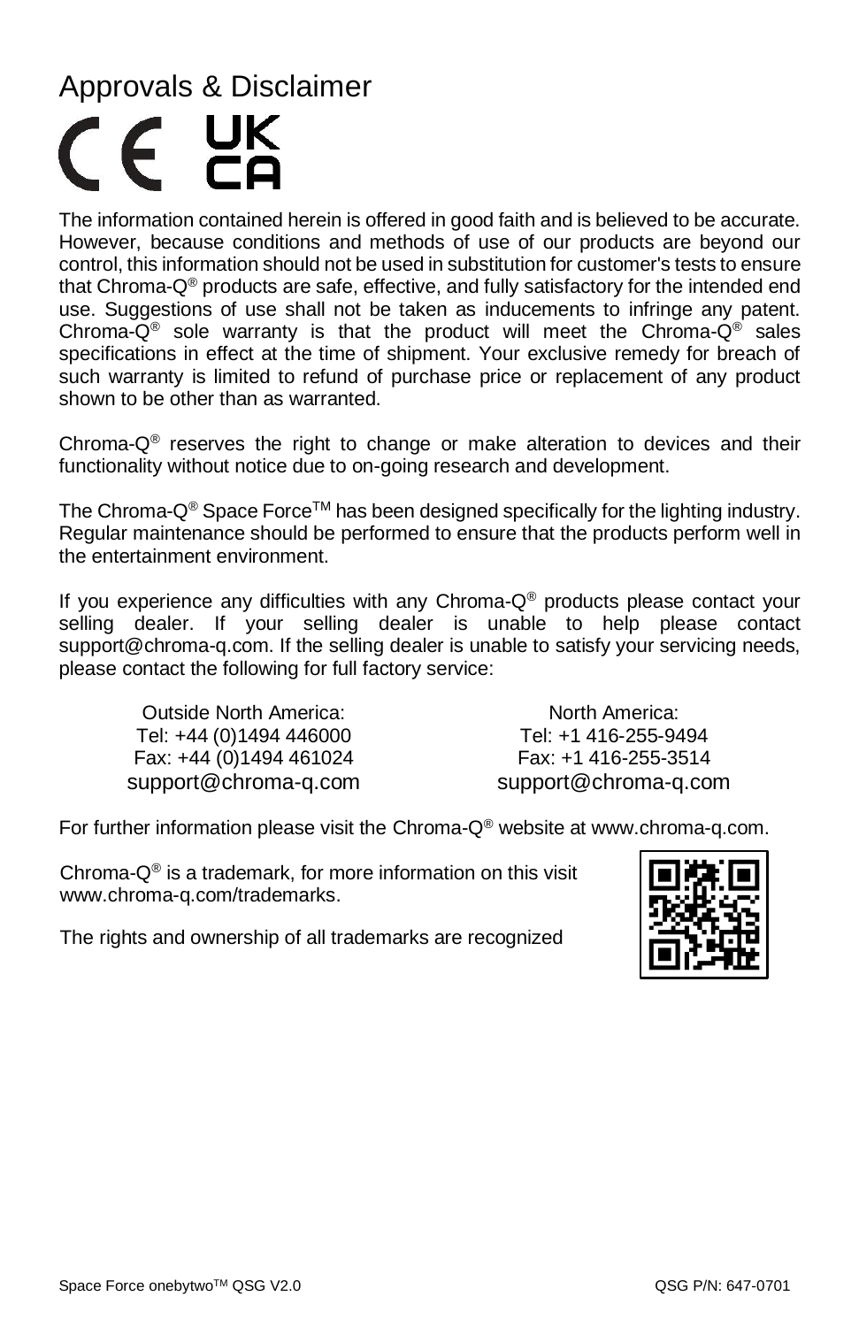# Approvals & Disclaimer

The information contained herein is offered in good faith and is believed to be accurate. However, because conditions and methods of use of our products are beyond our control, this information should not be used in substitution for customer's tests to ensure that Chroma-Q® products are safe, effective, and fully satisfactory for the intended end use. Suggestions of use shall not be taken as inducements to infringe any patent. Chroma-Q® sole warranty is that the product will meet the Chroma-Q® sales specifications in effect at the time of shipment. Your exclusive remedy for breach of such warranty is limited to refund of purchase price or replacement of any product shown to be other than as warranted.

Chroma-Q® reserves the right to change or make alteration to devices and their functionality without notice due to on-going research and development.

The Chroma-Q® Space Force™ has been designed specifically for the lighting industry. Regular maintenance should be performed to ensure that the products perform well in the entertainment environment.

If you experience any difficulties with any Chroma-Q® products please contact your selling dealer. If your selling dealer is unable to help please contact support@chroma-q.com. If the selling dealer is unable to satisfy your servicing needs, please contact the following for full factory service:

| Outside North America: | North America: |
|---|---|
| Tel: +44 (0)1494 446000 | Tel: +1 416-255-9494 |
| Fax: +44 (0)1494 461024 | Fax: +1 416-255-3514 |
| support@chroma-q.com | support@chroma-q.com |

For further information please visit the Chroma-Q® website at www.chroma-q.com.

Chroma-Q® is a trademark, for more information on this visit www.chroma-q.com/trademarks.

The rights and ownership of all trademarks are recognized

Space Force onebytwo™ QSG V2.0 QSG P/N: 647-0701